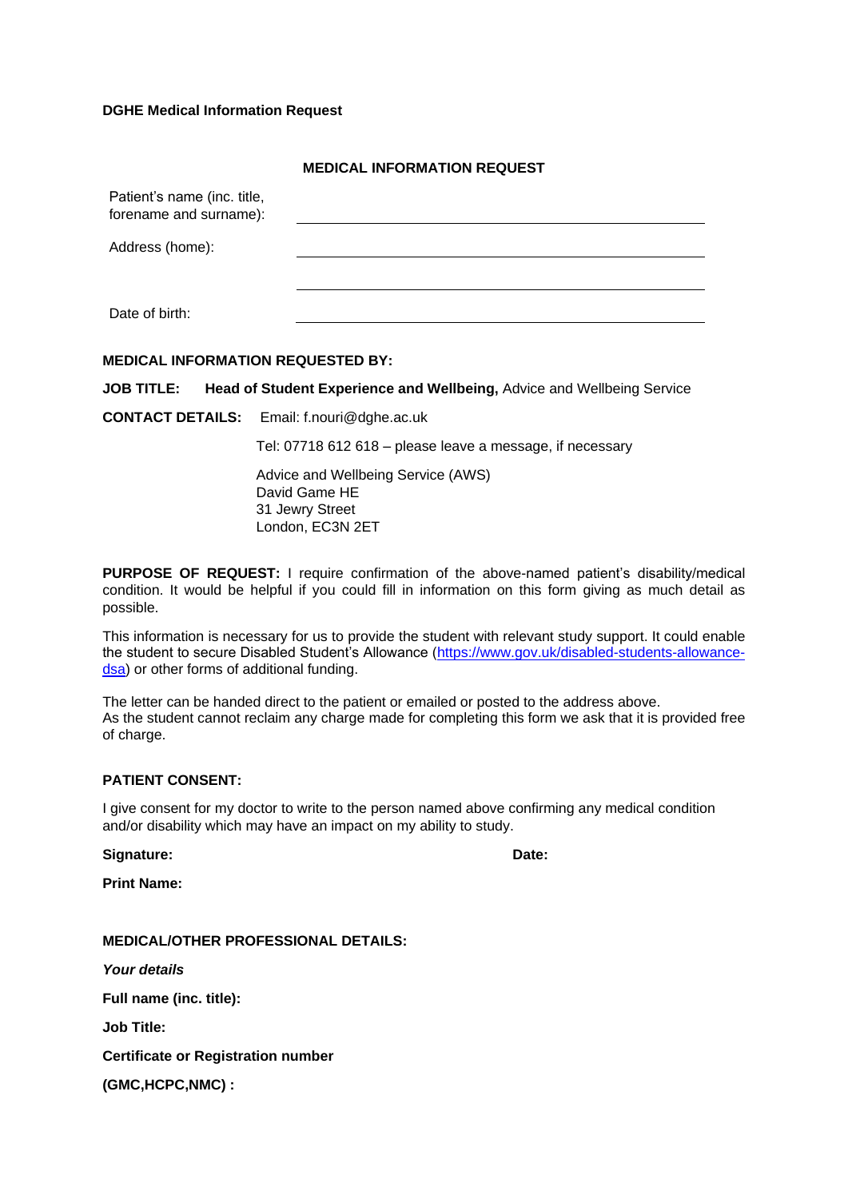**DGHE Medical Information Request**

## MEDICAL INFORMATION REQUEST

| | |
|---|---|
| Patient's name (inc. title, forename and surname): | ______________________________ |
| Address (home): | ______________________________ |
| | ______________________________ |
| Date of birth: | ______________________________ |

**MEDICAL INFORMATION REQUESTED BY:**

**JOB TITLE:** **Head of Student Experience and Wellbeing,** Advice and Wellbeing Service

**CONTACT DETAILS:** Email: f.nouri@dghe.ac.uk

Tel: 07718 612 618 – please leave a message, if necessary

Advice and Wellbeing Service (AWS)
David Game HE
31 Jewry Street
London, EC3N 2ET

**PURPOSE OF REQUEST:** I require confirmation of the above-named patient's disability/medical condition. It would be helpful if you could fill in information on this form giving as much detail as possible.

This information is necessary for us to provide the student with relevant study support. It could enable the student to secure Disabled Student's Allowance (https://www.gov.uk/disabled-students-allowance-dsa) or other forms of additional funding.

The letter can be handed direct to the patient or emailed or posted to the address above.
As the student cannot reclaim any charge made for completing this form we ask that it is provided free of charge.

**PATIENT CONSENT:**

I give consent for my doctor to write to the person named above confirming any medical condition and/or disability which may have an impact on my ability to study.

**Signature:** **Date:**

**Print Name:**

**MEDICAL/OTHER PROFESSIONAL DETAILS:**

***Your details***

**Full name (inc. title):**

**Job Title:**

**Certificate or Registration number**

**(GMC,HCPC,NMC) :**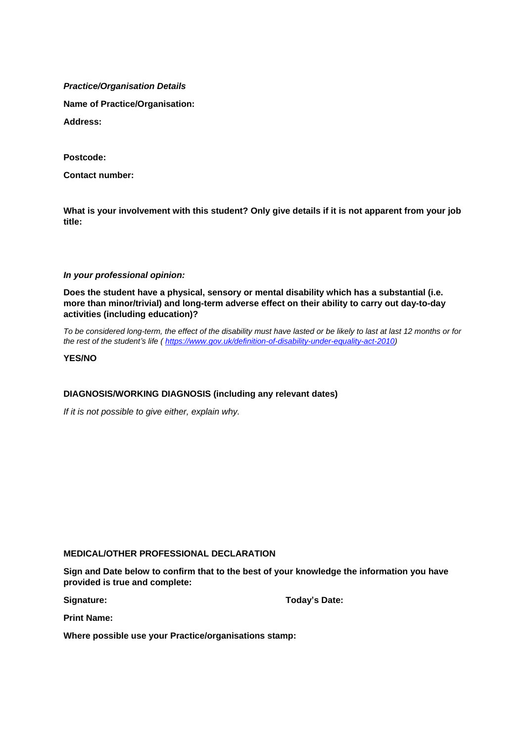***Practice/Organisation Details***

**Name of Practice/Organisation:**

**Address:**

**Postcode:**

**Contact number:**

**What is your involvement with this student? Only give details if it is not apparent from your job title:**

***In your professional opinion:***

**Does the student have a physical, sensory or mental disability which has a substantial (i.e. more than minor/trivial) and long-term adverse effect on their ability to carry out day-to-day activities (including education)?**

*To be considered long-term, the effect of the disability must have lasted or be likely to last at last 12 months or for the rest of the student's life ( [https://www.gov.uk/definition-of-disability-under-equality-act-2010](https://www.gov.uk/definition-of-disability-under-equality-act-2010))*

**YES/NO**

**DIAGNOSIS/WORKING DIAGNOSIS (including any relevant dates)**

*If it is not possible to give either, explain why.*

**MEDICAL/OTHER PROFESSIONAL DECLARATION**

**Sign and Date below to confirm that to the best of your knowledge the information you have provided is true and complete:**

**Signature:** **Today's Date:**

**Print Name:**

**Where possible use your Practice/organisations stamp:**